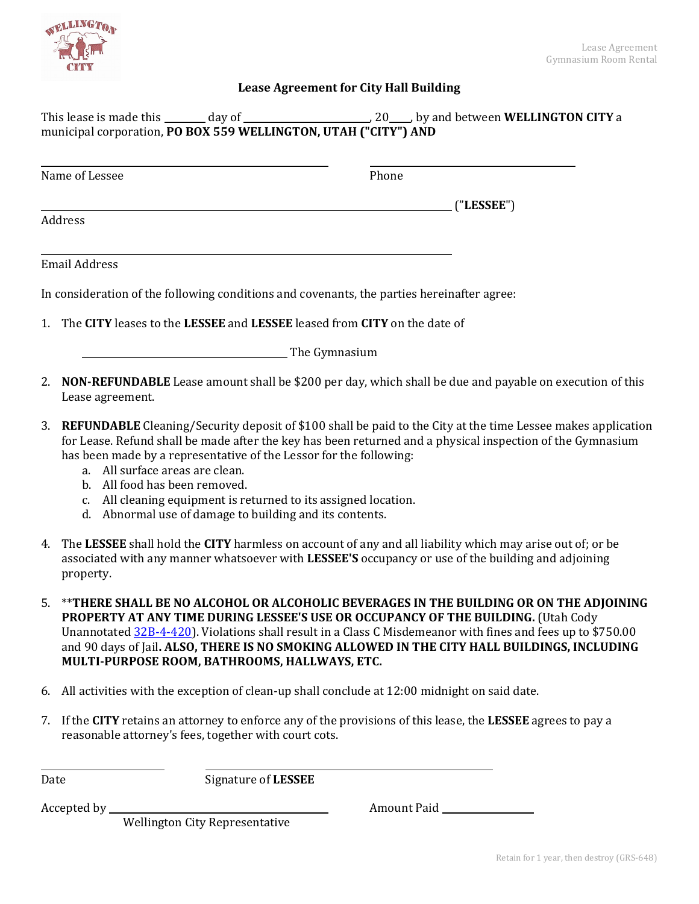Lease Agreement
Gymnasium Room Rental

# Lease Agreement for City Hall Building

This lease is made this ________ day of ________________________, 20____, by and between **WELLINGTON CITY** a municipal corporation, **PO BOX 559 WELLINGTON, UTAH ("CITY") AND**

______________________________________________ ______________________________________
Name of Lessee Phone

________________________________________________________________________ ("**LESSEE**")
Address

________________________________________________________________________
Email Address

In consideration of the following conditions and covenants, the parties hereinafter agree:

1. The **CITY** leases to the **LESSEE** and **LESSEE** leased from **CITY** on the date of

   ____________________________________ The Gymnasium

2. **NON-REFUNDABLE** Lease amount shall be $200 per day, which shall be due and payable on execution of this Lease agreement.

3. **REFUNDABLE** Cleaning/Security deposit of $100 shall be paid to the City at the time Lessee makes application for Lease. Refund shall be made after the key has been returned and a physical inspection of the Gymnasium has been made by a representative of the Lessor for the following:
   a. All surface areas are clean.
   b. All food has been removed.
   c. All cleaning equipment is returned to its assigned location.
   d. Abnormal use of damage to building and its contents.

4. The **LESSEE** shall hold the **CITY** harmless on account of any and all liability which may arise out of; or be associated with any manner whatsoever with **LESSEE'S** occupancy or use of the building and adjoining property.

5. ****THERE SHALL BE NO ALCOHOL OR ALCOHOLIC BEVERAGES IN THE BUILDING OR ON THE ADJOINING PROPERTY AT ANY TIME DURING LESSEE'S USE OR OCCUPANCY OF THE BUILDING.** (Utah Cody Unannotated 32B-4-420). Violations shall result in a Class C Misdemeanor with fines and fees up to $750.00 and 90 days of Jail**. ALSO, THERE IS NO SMOKING ALLOWED IN THE CITY HALL BUILDINGS, INCLUDING MULTI-PURPOSE ROOM, BATHROOMS, HALLWAYS, ETC.**

6. All activities with the exception of clean-up shall conclude at 12:00 midnight on said date.

7. If the **CITY** retains an attorney to enforce any of the provisions of this lease, the **LESSEE** agrees to pay a reasonable attorney's fees, together with court cots.

____________________ ______________________________________________
Date Signature of **LESSEE**

Accepted by ____________________________________ Amount Paid ________________
Wellington City Representative

Retain for 1 year, then destroy (GRS-648)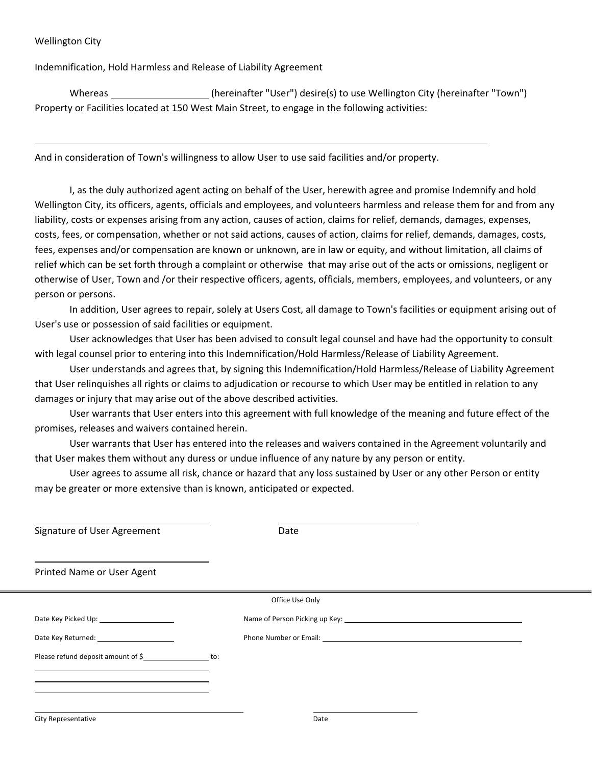Wellington City

Indemnification, Hold Harmless and Release of Liability Agreement

Whereas ____________________ (hereinafter "User") desire(s) to use Wellington City (hereinafter "Town") Property or Facilities located at 150 West Main Street, to engage in the following activities:

______________________________________________________________________________

And in consideration of Town's willingness to allow User to use said facilities and/or property.

I, as the duly authorized agent acting on behalf of the User, herewith agree and promise Indemnify and hold Wellington City, its officers, agents, officials and employees, and volunteers harmless and release them for and from any liability, costs or expenses arising from any action, causes of action, claims for relief, demands, damages, expenses, costs, fees, or compensation, whether or not said actions, causes of action, claims for relief, demands, damages, costs, fees, expenses and/or compensation are known or unknown, are in law or equity, and without limitation, all claims of relief which can be set forth through a complaint or otherwise that may arise out of the acts or omissions, negligent or otherwise of User, Town and /or their respective officers, agents, officials, members, employees, and volunteers, or any person or persons.

In addition, User agrees to repair, solely at Users Cost, all damage to Town's facilities or equipment arising out of User's use or possession of said facilities or equipment.

User acknowledges that User has been advised to consult legal counsel and have had the opportunity to consult with legal counsel prior to entering into this Indemnification/Hold Harmless/Release of Liability Agreement.

User understands and agrees that, by signing this Indemnification/Hold Harmless/Release of Liability Agreement that User relinquishes all rights or claims to adjudication or recourse to which User may be entitled in relation to any damages or injury that may arise out of the above described activities.

User warrants that User enters into this agreement with full knowledge of the meaning and future effect of the promises, releases and waivers contained herein.

User warrants that User has entered into the releases and waivers contained in the Agreement voluntarily and that User makes them without any duress or undue influence of any nature by any person or entity.

User agrees to assume all risk, chance or hazard that any loss sustained by User or any other Person or entity may be greater or more extensive than is known, anticipated or expected.

______________________________ ______________________

Signature of User Agreement Date

______________________________

Printed Name or User Agent

---

Office Use Only

Date Key Picked Up: ________________ Name of Person Picking up Key: ______________________________

Date Key Returned: ________________ Phone Number or Email: ______________________________

Please refund deposit amount of $______________ to:

______________________________

______________________________

______________________________

______________________________ ______________________

City Representative Date